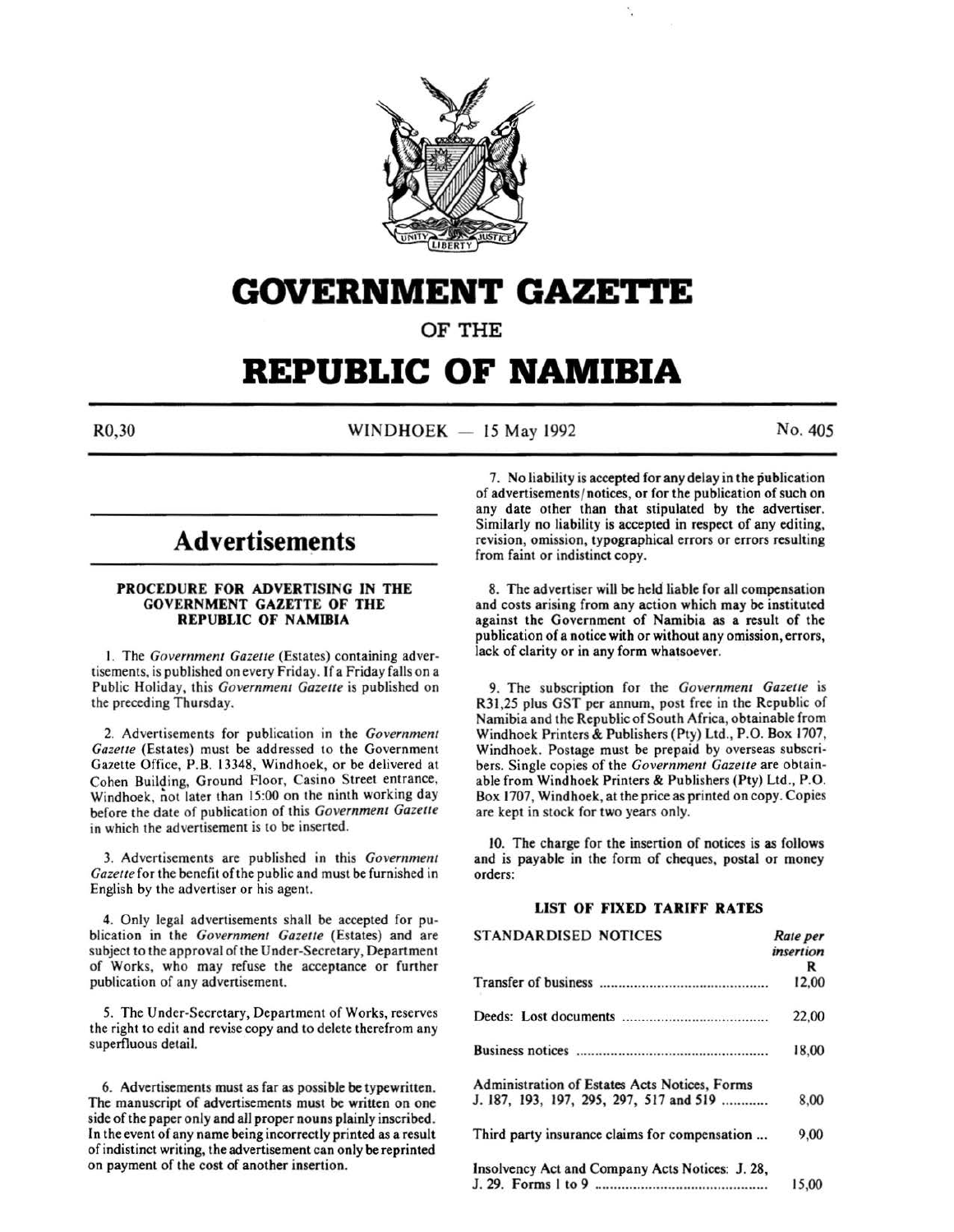# GOVERNMENT GAZETTE

OF THE

# REPUBLIC OF NAMIBIA

R0,30 WINDHOEK — 15 May 1992 No. 405

## Advertisements

### PROCEDURE FOR ADVERTISING IN THE GOVERNMENT GAZETTE OF THE REPUBLIC OF NAMIBIA

1. The *Government Gazette* (Estates) containing advertisements, is published on every Friday. If a Friday falls on a Public Holiday, this *Government Gazette* is published on the preceding Thursday.

2. Advertisements for publication in the *Government Gazette* (Estates) must be addressed to the Government Gazette Office, P.B. 13348, Windhoek, or be delivered at Cohen Building, Ground Floor, Casino Street entrance, Windhoek, not later than 15:00 on the ninth working day before the date of publication of this *Government Gazette* in which the advertisement is to be inserted.

3. Advertisements are published in this *Government Gazette* for the benefit of the public and must be furnished in English by the advertiser or his agent.

4. Only legal advertisements shall be accepted for publication in the *Government Gazette* (Estates) and are subject to the approval of the Under-Secretary, Department of Works, who may refuse the acceptance or further publication of any advertisement.

5. The Under-Secretary, Department of Works, reserves the right to edit and revise copy and to delete therefrom any superfluous detail.

6. Advertisements must as far as possible be typewritten. The manuscript of advertisements must be written on one side of the paper only and all proper nouns plainly inscribed. In the event of any name being incorrectly printed as a result of indistinct writing, the advertisement can only be reprinted on payment of the cost of another insertion.

7. No liability is accepted for any delay in the publication of advertisements/notices, or for the publication of such on any date other than that stipulated by the advertiser. Similarly no liability is accepted in respect of any editing, revision, omission, typographical errors or errors resulting from faint or indistinct copy.

8. The advertiser will be held liable for all compensation and costs arising from any action which may be instituted against the Government of Namibia as a result of the publication of a notice with or without any omission, errors, lack of clarity or in any form whatsoever.

9. The subscription for the *Government Gazette* is R31,25 plus GST per annum, post free in the Republic of Namibia and the Republic of South Africa, obtainable from Windhoek Printers & Publishers (Pty) Ltd., P.O. Box 1707, Windhoek. Postage must be prepaid by overseas subscribers. Single copies of the *Government Gazette* are obtainable from Windhoek Printers & Publishers (Pty) Ltd., P.O. Box 1707, Windhoek, at the price as printed on copy. Copies are kept in stock for two years only.

10. The charge for the insertion of notices is as follows and is payable in the form of cheques, postal or money orders:

### LIST OF FIXED TARIFF RATES

| STANDARDISED NOTICES | *Rate per insertion* R |
|---|---|
| Transfer of business | 12,00 |
| Deeds: Lost documents | 22,00 |
| Business notices | 18,00 |
| Administration of Estates Acts Notices, Forms J. 187, 193, 197, 295, 297, 517 and 519 | 8,00 |
| Third party insurance claims for compensation | 9,00 |
| Insolvency Act and Company Acts Notices: J. 28, J. 29. Forms 1 to 9 | 15,00 |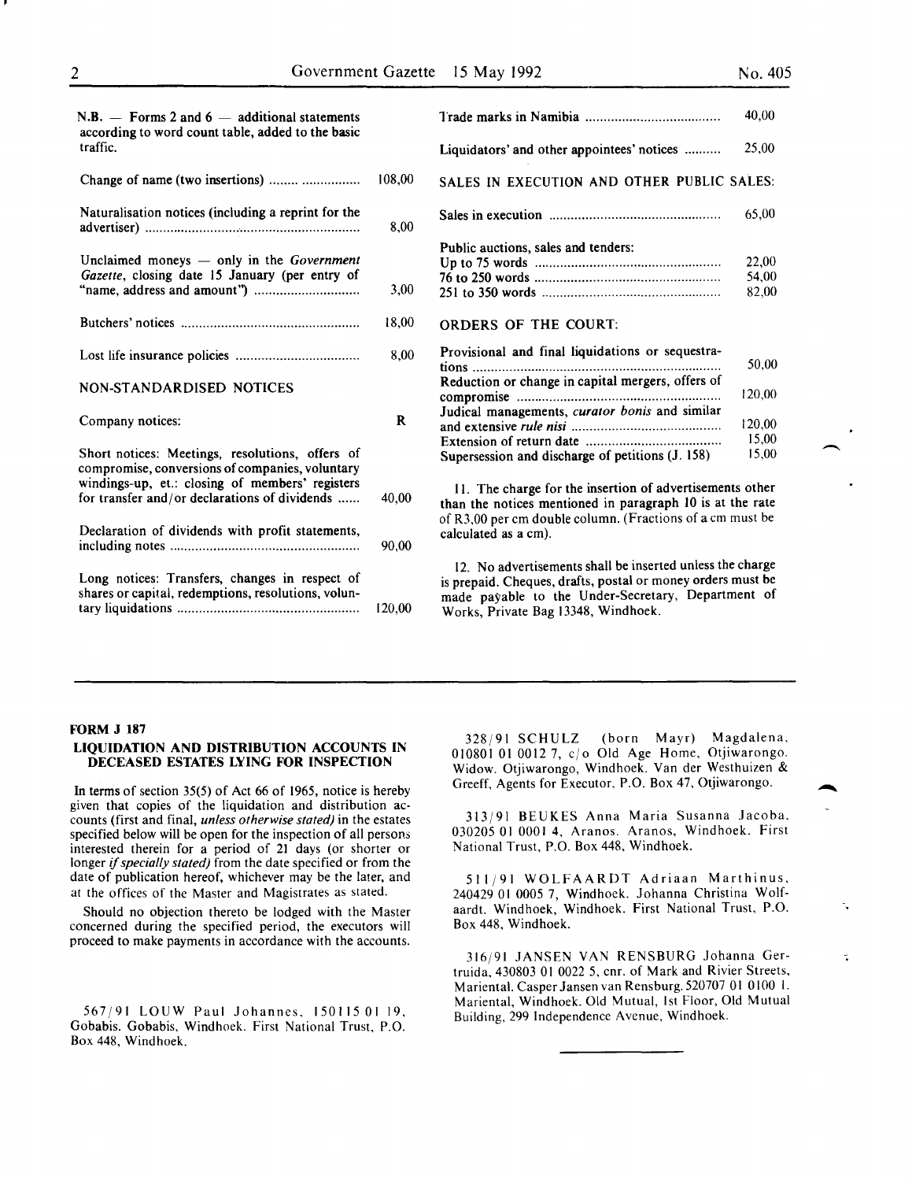| | |
|---|---|
| N.B. — Forms 2 and 6 — additional statements according to word count table, added to the basic traffic. | |
| Change of name (two insertions) | 108,00 |
| Naturalisation notices (including a reprint for the advertiser) | 8,00 |
| Unclaimed moneys — only in the *Government Gazette*, closing date 15 January (per entry of "name, address and amount") | 3,00 |
| Butchers' notices | 18,00 |
| Lost life insurance policies | 8,00 |

NON-STANDARDISED NOTICES

| | |
|---|---|
| Company notices: | R |
| Short notices: Meetings, resolutions, offers of compromise, conversions of companies, voluntary windings-up, et.: closing of members' registers for transfer and/or declarations of dividends | 40,00 |
| Declaration of dividends with profit statements, including notes | 90,00 |
| Long notices: Transfers, changes in respect of shares or capital, redemptions, resolutions, voluntary liquidations | 120,00 |
| Trade marks in Namibia | 40,00 |
| Liquidators' and other appointees' notices | 25,00 |

SALES IN EXECUTION AND OTHER PUBLIC SALES:

| | |
|---|---|
| Sales in execution | 65,00 |
| Public auctions, sales and tenders: | |
| Up to 75 words | 22,00 |
| 76 to 250 words | 54,00 |
| 251 to 350 words | 82,00 |

ORDERS OF THE COURT:

| | |
|---|---|
| Provisional and final liquidations or sequestrations | 50,00 |
| Reduction or change in capital mergers, offers of compromise | 120,00 |
| Judical managements, *curator bonis* and similar and extensive *rule nisi* | 120,00 |
| Extension of return date | 15,00 |
| Supersession and discharge of petitions (J. 158) | 15,00 |

11. The charge for the insertion of advertisements other than the notices mentioned in paragraph 10 is at the rate of R3,00 per cm double column. (Fractions of a cm must be calculated as a cm).

12. No advertisements shall be inserted unless the charge is prepaid. Cheques, drafts, postal or money orders must be made payable to the Under-Secretary, Department of Works, Private Bag 13348, Windhoek.

---

**FORM J 187**

**LIQUIDATION AND DISTRIBUTION ACCOUNTS IN DECEASED ESTATES LYING FOR INSPECTION**

In terms of section 35(5) of Act 66 of 1965, notice is hereby given that copies of the liquidation and distribution accounts (first and final, *unless otherwise stated)* in the estates specified below will be open for the inspection of all persons interested therein for a period of 21 days (or shorter or longer *if specially stated)* from the date specified or from the date of publication hereof, whichever may be the later, and at the offices of the Master and Magistrates as stated.

Should no objection thereto be lodged with the Master concerned during the specified period, the executors will proceed to make payments in accordance with the accounts.

567/91 LOUW Paul Johannes, 150115 01 19, Gobabis. Gobabis, Windhoek. First National Trust, P.O. Box 448, Windhoek.

328/91 SCHULZ (born Mayr) Magdalena, 010801 01 0012 7, c/o Old Age Home, Otjiwarongo. Widow. Otjiwarongo, Windhoek. Van der Westhuizen & Greeff, Agents for Executor, P.O. Box 47, Otjiwarongo.

313/91 BEUKES Anna Maria Susanna Jacoba, 030205 01 0001 4, Aranos. Aranos, Windhoek. First National Trust, P.O. Box 448, Windhoek.

511/91 WOLFAARDT Adriaan Marthinus, 240429 01 0005 7, Windhoek. Johanna Christina Wolfaardt. Windhoek, Windhoek. First National Trust, P.O. Box 448, Windhoek.

316/91 JANSEN VAN RENSBURG Johanna Gertruida, 430803 01 0022 5, cnr. of Mark and Rivier Streets, Mariental. Casper Jansen van Rensburg, 520707 01 0100 1. Mariental, Windhoek. Old Mutual, 1st Floor, Old Mutual Building, 299 Independence Avenue, Windhoek.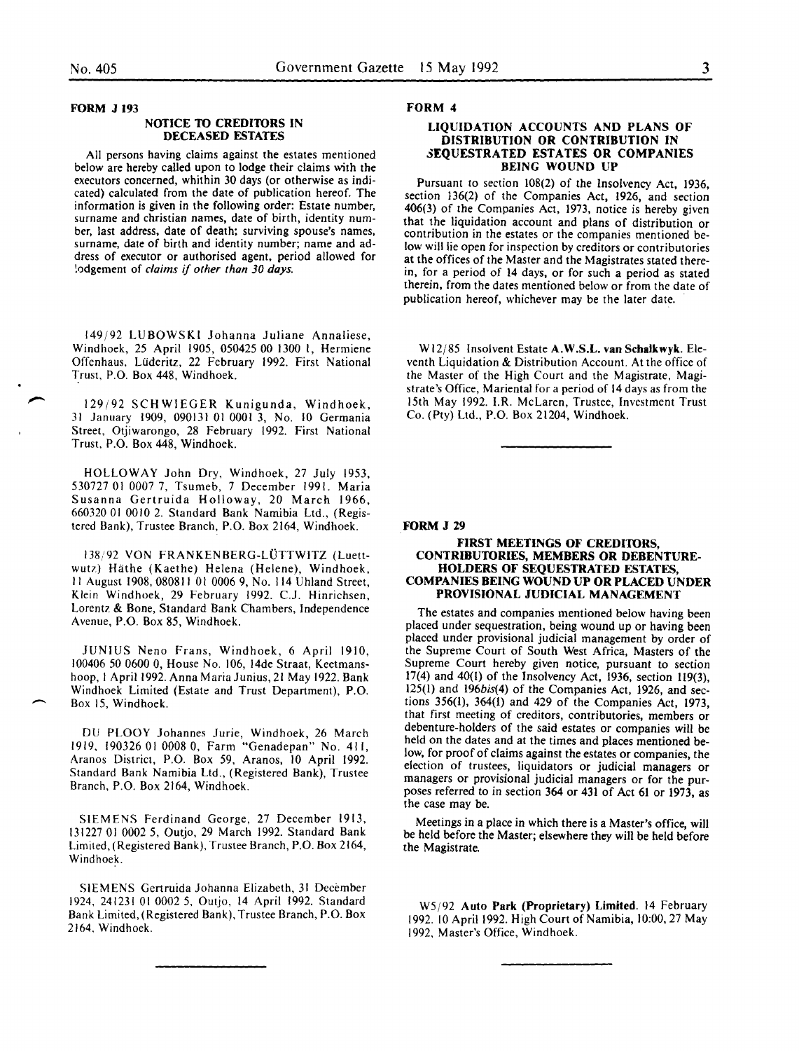## FORM J 193

### NOTICE TO CREDITORS IN DECEASED ESTATES

All persons having claims against the estates mentioned below are hereby called upon to lodge their claims with the executors concerned, whithin 30 days (or otherwise as indicated) calculated from the date of publication hereof. The information is given in the following order: Estate number, surname and christian names, date of birth, identity number, last address, date of death; surviving spouse's names, surname, date of birth and identity number; name and address of executor or authorised agent, period allowed for lodgement of *claims if other than 30 days.*

149/92 LUBOWSKI Johanna Juliane Annaliese, Windhoek, 25 April 1905, 050425 00 1300 1, Hermiene Offenhaus, Lüderitz, 22 February 1992. First National Trust, P.O. Box 448, Windhoek.

129/92 SCHWIEGER Kunigunda, Windhoek, 31 January 1909, 090131 01 0001 3, No. 10 Germania Street, Otjiwarongo, 28 February 1992. First National Trust, P.O. Box 448, Windhoek.

HOLLOWAY John Dry, Windhoek, 27 July 1953, 530727 01 0007 7, Tsumeb, 7 December 1991. Maria Susanna Gertruida Holloway, 20 March 1966, 660320 01 0010 2. Standard Bank Namibia Ltd., (Registered Bank), Trustee Branch, P.O. Box 2164, Windhoek.

138/92 VON FRANKENBERG-LÜTTWITZ (Luettwutz) Häthe (Kaethe) Helena (Helene), Windhoek, 11 August 1908, 080811 01 0006 9, No. 114 Uhland Street, Klein Windhoek, 29 February 1992. C.J. Hinrichsen, Lorentz & Bone, Standard Bank Chambers, Independence Avenue, P.O. Box 85, Windhoek.

JUNIUS Neno Frans, Windhoek, 6 April 1910, 100406 50 0600 0, House No. 106, 14de Straat, Keetmanshoop, 1 April 1992. Anna Maria Junius, 21 May 1922. Bank Windhoek Limited (Estate and Trust Department), P.O. Box 15, Windhoek.

DU PLOOY Johannes Jurie, Windhoek, 26 March 1919, 190326 01 0008 0, Farm "Genadepan" No. 411, Aranos District, P.O. Box 59, Aranos, 10 April 1992. Standard Bank Namibia Ltd., (Registered Bank), Trustee Branch, P.O. Box 2164, Windhoek.

SIEMENS Ferdinand George, 27 December 1913, 131227 01 0002 5, Outjo, 29 March 1992. Standard Bank Limited, (Registered Bank), Trustee Branch, P.O. Box 2164, Windhoek.

SIEMENS Gertruida Johanna Elizabeth, 31 December 1924, 241231 01 0002 5, Outjo, 14 April 1992. Standard Bank Limited, (Registered Bank), Trustee Branch, P.O. Box 2164, Windhoek.

## FORM 4

### LIQUIDATION ACCOUNTS AND PLANS OF DISTRIBUTION OR CONTRIBUTION IN SEQUESTRATED ESTATES OR COMPANIES BEING WOUND UP

Pursuant to section 108(2) of the Insolvency Act, 1936, section 136(2) of the Companies Act, 1926, and section 406(3) of the Companies Act, 1973, notice is hereby given that the liquidation account and plans of distribution or contribution in the estates or the companies mentioned below will lie open for inspection by creditors or contributories at the offices of the Master and the Magistrates stated therein, for a period of 14 days, or for such a period as stated therein, from the dates mentioned below or from the date of publication hereof, whichever may be the later date.

W12/85 Insolvent Estate **A.W.S.L. van Schalkwyk**. Eleventh Liquidation & Distribution Account. At the office of the Master of the High Court and the Magistrate, Magistrate's Office, Mariental for a period of 14 days as from the 15th May 1992. I.R. McLaren, Trustee, Investment Trust Co. (Pty) Ltd., P.O. Box 21204, Windhoek.

## FORM J 29

### FIRST MEETINGS OF CREDITORS, CONTRIBUTORIES, MEMBERS OR DEBENTURE-HOLDERS OF SEQUESTRATED ESTATES, COMPANIES BEING WOUND UP OR PLACED UNDER PROVISIONAL JUDICIAL MANAGEMENT

The estates and companies mentioned below having been placed under sequestration, being wound up or having been placed under provisional judicial management by order of the Supreme Court of South West Africa, Masters of the Supreme Court hereby given notice, pursuant to section 17(4) and 40(1) of the Insolvency Act, 1936, section 119(3), 125(1) and 196*bis*(4) of the Companies Act, 1926, and sections 356(1), 364(1) and 429 of the Companies Act, 1973, that first meeting of creditors, contributories, members or debenture-holders of the said estates or companies will be held on the dates and at the times and places mentioned below, for proof of claims against the estates or companies, the election of trustees, liquidators or judicial managers or managers or provisional judicial managers or for the purposes referred to in section 364 or 431 of Act 61 or 1973, as the case may be.

Meetings in a place in which there is a Master's office, will be held before the Master; elsewhere they will be held before the Magistrate.

W5/92 **Auto Park (Proprietary) Limited**. 14 February 1992. 10 April 1992. High Court of Namibia, 10:00, 27 May 1992, Master's Office, Windhoek.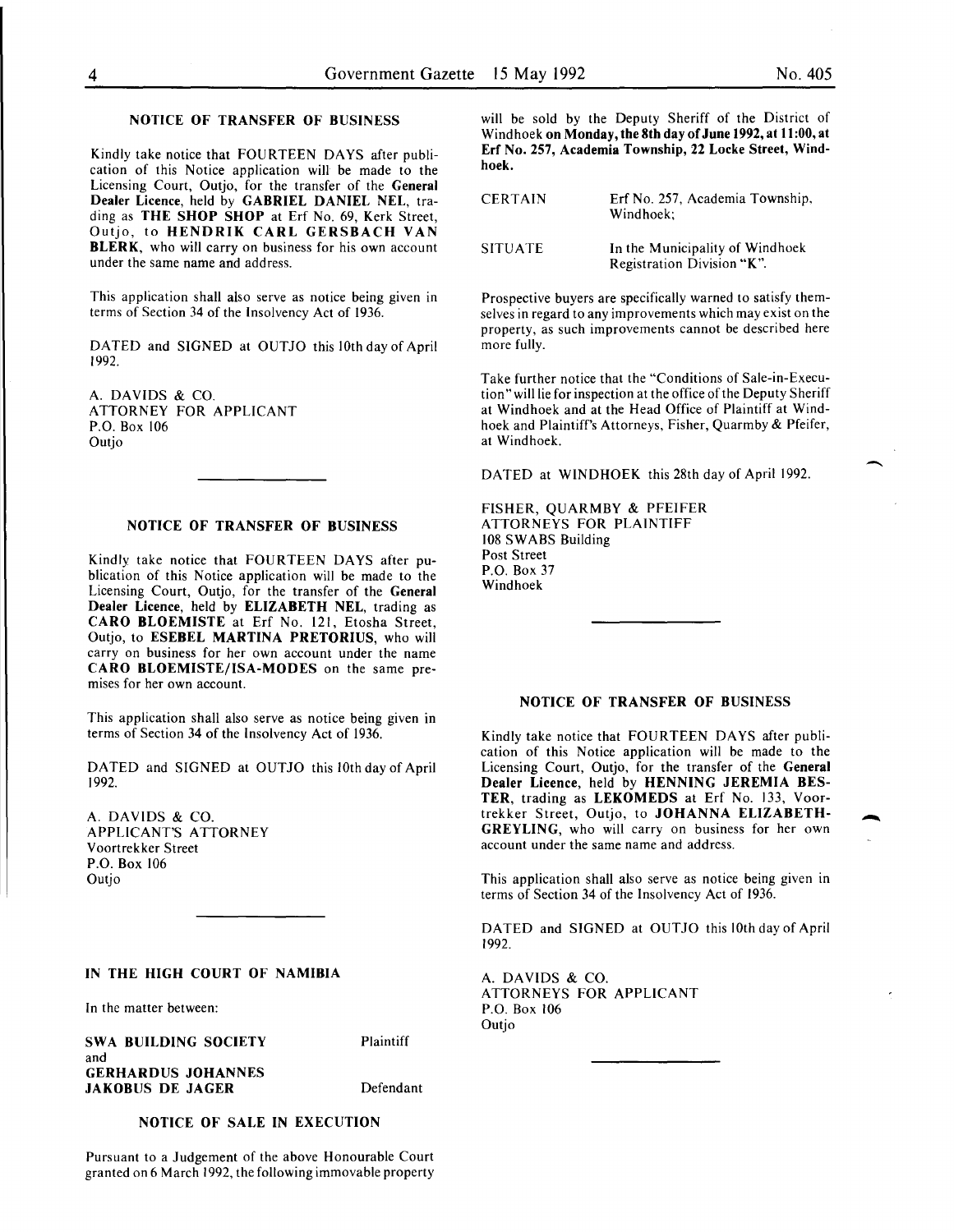## NOTICE OF TRANSFER OF BUSINESS

Kindly take notice that FOURTEEN DAYS after publication of this Notice application will be made to the Licensing Court, Outjo, for the transfer of the **General Dealer Licence**, held by **GABRIEL DANIEL NEL**, trading as **THE SHOP SHOP** at Erf No. 69, Kerk Street, Outjo, to **HENDRIK CARL GERSBACH VAN BLERK**, who will carry on business for his own account under the same name and address.

This application shall also serve as notice being given in terms of Section 34 of the Insolvency Act of 1936.

DATED and SIGNED at OUTJO this 10th day of April 1992.

A. DAVIDS & CO.
ATTORNEY FOR APPLICANT
P.O. Box 106
Outjo

## NOTICE OF TRANSFER OF BUSINESS

Kindly take notice that FOURTEEN DAYS after publication of this Notice application will be made to the Licensing Court, Outjo, for the transfer of the **General Dealer Licence**, held by **ELIZABETH NEL**, trading as **CARO BLOEMISTE** at Erf No. 121, Etosha Street, Outjo, to **ESEBEL MARTINA PRETORIUS**, who will carry on business for her own account under the name **CARO BLOEMISTE/ISA-MODES** on the same premises for her own account.

This application shall also serve as notice being given in terms of Section 34 of the Insolvency Act of 1936.

DATED and SIGNED at OUTJO this 10th day of April 1992.

A. DAVIDS & CO.
APPLICANT'S ATTORNEY
Voortrekker Street
P.O. Box 106
Outjo

## IN THE HIGH COURT OF NAMIBIA

In the matter between:

**SWA BUILDING SOCIETY** — Plaintiff

and

**GERHARDUS JOHANNES JAKOBUS DE JAGER** — Defendant

## NOTICE OF SALE IN EXECUTION

Pursuant to a Judgement of the above Honourable Court granted on 6 March 1992, the following immovable property will be sold by the Deputy Sheriff of the District of Windhoek **on Monday, the 8th day of June 1992, at 11:00, at Erf No. 257, Academia Township, 22 Locke Street, Windhoek.**

| | |
|---|---|
| CERTAIN | Erf No. 257, Academia Township, Windhoek; |
| SITUATE | In the Municipality of Windhoek Registration Division "K". |

Prospective buyers are specifically warned to satisfy themselves in regard to any improvements which may exist on the property, as such improvements cannot be described here more fully.

Take further notice that the "Conditions of Sale-in-Execution" will lie for inspection at the office of the Deputy Sheriff at Windhoek and at the Head Office of Plaintiff at Windhoek and Plaintiff's Attorneys, Fisher, Quarmby & Pfeifer, at Windhoek.

DATED at WINDHOEK this 28th day of April 1992.

FISHER, QUARMBY & PFEIFER
ATTORNEYS FOR PLAINTIFF
108 SWABS Building
Post Street
P.O. Box 37
Windhoek

## NOTICE OF TRANSFER OF BUSINESS

Kindly take notice that FOURTEEN DAYS after publication of this Notice application will be made to the Licensing Court, Outjo, for the transfer of the **General Dealer Licence**, held by **HENNING JEREMIA BESTER**, trading as **LEKOMEDS** at Erf No. 133, Voortrekker Street, Outjo, to **JOHANNA ELIZABETH-GREYLING**, who will carry on business for her own account under the same name and address.

This application shall also serve as notice being given in terms of Section 34 of the Insolvency Act of 1936.

DATED and SIGNED at OUTJO this 10th day of April 1992.

A. DAVIDS & CO.
ATTORNEYS FOR APPLICANT
P.O. Box 106
Outjo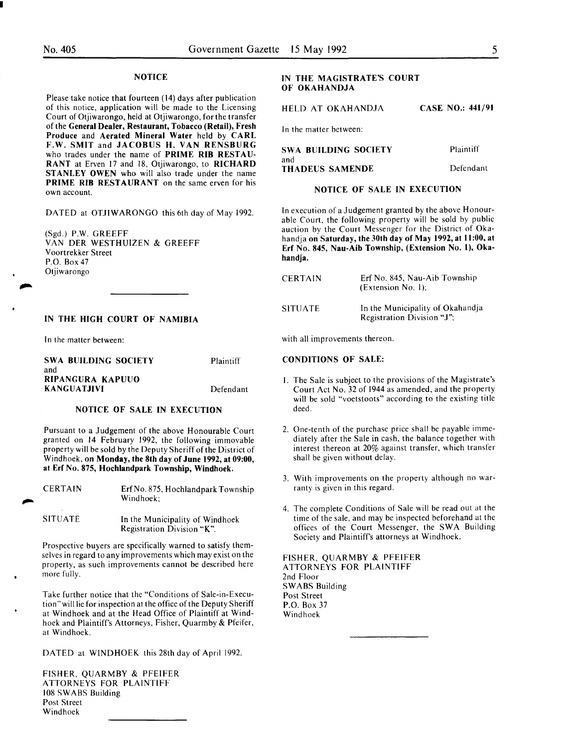### NOTICE

Please take notice that fourteen (14) days after publication of this notice, application will be made to the Licensing Court of Otjiwarongo, held at Otjiwarongo, for the transfer of the **General Dealer, Restaurant, Tobacco (Retail), Fresh Produce** and **Aerated Mineral Water** held by **CARL F.W. SMIT** and **JACOBUS H. VAN RENSBURG** who trades under the name of **PRIME RIB RESTAURANT** at Erven 17 and 18, Otjiwarongo, to **RICHARD STANLEY OWEN** who will also trade under the name **PRIME RIB RESTAURANT** on the same erven for his own account.

DATED at OTJIWARONGO this 6th day of May 1992.

(Sgd.) P.W. GREEFF
VAN DER WESTHUIZEN & GREEFF
Voortrekker Street
P.O. Box 47
Otjiwarongo

---

### IN THE HIGH COURT OF NAMIBIA

In the matter between:

| | |
|---|---|
| **SWA BUILDING SOCIETY** | Plaintiff |
| and | |
| **RIPANGURA KAPUUO KANGUATJIVI** | Defendant |

### NOTICE OF SALE IN EXECUTION

Pursuant to a Judgement of the above Honourable Court granted on 14 February 1992, the following immovable property will be sold by the Deputy Sheriff of the District of Windhoek, **on Monday, the 8th day of June 1992, at 09:00, at Erf No. 875, Hochlandpark Township, Windhoek.**

| | |
|---|---|
| CERTAIN | Erf No. 875, Hochlandpark Township Windhoek; |
| SITUATE | In the Municipality of Windhoek Registration Division "K". |

Prospective buyers are specifically warned to satisfy themselves in regard to any improvements which may exist on the property, as such improvements cannot be described here more fully.

Take further notice that the "Conditions of Sale-in-Execution" will lie for inspection at the office of the Deputy Sheriff at Windhoek and at the Head Office of Plaintiff at Windhoek and Plaintiff's Attorneys, Fisher, Quarmby & Pfeifer, at Windhoek.

DATED at WINDHOEK this 28th day of April 1992.

FISHER, QUARMBY & PFEIFER
ATTORNEYS FOR PLAINTIFF
108 SWABS Building
Post Street
Windhoek

---

### IN THE MAGISTRATE'S COURT OF OKAHANDJA

HELD AT OKAHANDJA **CASE NO.: 441/91**

In the matter between:

| | |
|---|---|
| **SWA BUILDING SOCIETY** | Plaintiff |
| and | |
| **THADEUS SAMENDE** | Defendant |

### NOTICE OF SALE IN EXECUTION

In execution of a Judgement granted by the above Honourable Court, the following property will be sold by public auction by the Court Messenger for the District of Okahandja **on Saturday, the 30th day of May 1992, at 11:00, at Erf No. 845, Nau-Aib Township, (Extension No. 1), Okahandja.**

| | |
|---|---|
| CERTAIN | Erf No. 845, Nau-Aib Township (Extension No. 1); |
| SITUATE | In the Municipality of Okahandja Registration Division "J"; |

with all improvements thereon.

**CONDITIONS OF SALE:**

1. The Sale is subject to the provisions of the Magistrate's Court Act No. 32 of 1944 as amended, and the property will be sold "voetstoots" according to the existing title deed.
2. One-tenth of the purchase price shall be payable immediately after the Sale in cash, the balance together with interest thereon at 20% against transfer, which transfer shall be given without delay.
3. With improvements on the property although no warranty is given in this regard.
4. The complete Conditions of Sale will be read out at the time of the sale, and may be inspected beforehand at the offices of the Court Messenger, the SWA Building Society and Plaintiff's attorneys at Windhoek.

FISHER, QUARMBY & PFEIFER
ATTORNEYS FOR PLAINTIFF
2nd Floor
SWABS Building
Post Street
P.O. Box 37
Windhoek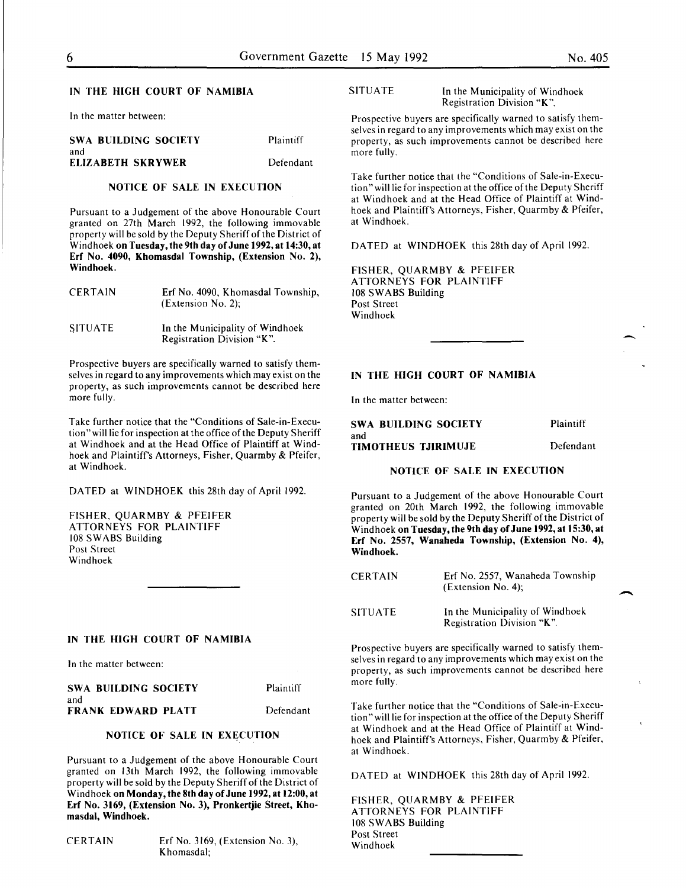## IN THE HIGH COURT OF NAMIBIA

In the matter between:

| | |
|---|---|
| **SWA BUILDING SOCIETY** | Plaintiff |
| and | |
| **ELIZABETH SKRYWER** | Defendant |

### NOTICE OF SALE IN EXECUTION

Pursuant to a Judgement of the above Honourable Court granted on 27th March 1992, the following immovable property will be sold by the Deputy Sheriff of the District of Windhoek **on Tuesday, the 9th day of June 1992, at 14:30, at Erf No. 4090, Khomasdal Township, (Extension No. 2), Windhoek.**

| | |
|---|---|
| CERTAIN | Erf No. 4090, Khomasdal Township, (Extension No. 2); |
| SITUATE | In the Municipality of Windhoek Registration Division "K". |

Prospective buyers are specifically warned to satisfy themselves in regard to any improvements which may exist on the property, as such improvements cannot be described here more fully.

Take further notice that the "Conditions of Sale-in-Execution" will lie for inspection at the office of the Deputy Sheriff at Windhoek and at the Head Office of Plaintiff at Windhoek and Plaintiff's Attorneys, Fisher, Quarmby & Pfeifer, at Windhoek.

DATED at WINDHOEK this 28th day of April 1992.

FISHER, QUARMBY & PFEIFER
ATTORNEYS FOR PLAINTIFF
108 SWABS Building
Post Street
Windhoek

---

## IN THE HIGH COURT OF NAMIBIA

In the matter between:

| | |
|---|---|
| **SWA BUILDING SOCIETY** | Plaintiff |
| and | |
| **FRANK EDWARD PLATT** | Defendant |

### NOTICE OF SALE IN EXECUTION

Pursuant to a Judgement of the above Honourable Court granted on 13th March 1992, the following immovable property will be sold by the Deputy Sheriff of the District of Windhoek **on Monday, the 8th day of June 1992, at 12:00, at Erf No. 3169, (Extension No. 3), Pronkertjie Street, Khomasdal, Windhoek.**

| | |
|---|---|
| CERTAIN | Erf No. 3169, (Extension No. 3), Khomasdal; |
| SITUATE | In the Municipality of Windhoek Registration Division "K". |

Prospective buyers are specifically warned to satisfy themselves in regard to any improvements which may exist on the property, as such improvements cannot be described here more fully.

Take further notice that the "Conditions of Sale-in-Execution" will lie for inspection at the office of the Deputy Sheriff at Windhoek and at the Head Office of Plaintiff at Windhoek and Plaintiff's Attorneys, Fisher, Quarmby & Pfeifer, at Windhoek.

DATED at WINDHOEK this 28th day of April 1992.

FISHER, QUARMBY & PFEIFER
ATTORNEYS FOR PLAINTIFF
108 SWABS Building
Post Street
Windhoek

---

## IN THE HIGH COURT OF NAMIBIA

In the matter between:

| | |
|---|---|
| **SWA BUILDING SOCIETY** | Plaintiff |
| and | |
| **TIMOTHEUS TJIRIMUJE** | Defendant |

### NOTICE OF SALE IN EXECUTION

Pursuant to a Judgement of the above Honourable Court granted on 20th March 1992, the following immovable property will be sold by the Deputy Sheriff of the District of Windhoek **on Tuesday, the 9th day of June 1992, at 15:30, at Erf No. 2557, Wanaheda Township, (Extension No. 4), Windhoek.**

| | |
|---|---|
| CERTAIN | Erf No. 2557, Wanaheda Township (Extension No. 4); |
| SITUATE | In the Municipality of Windhoek Registration Division "K". |

Prospective buyers are specifically warned to satisfy themselves in regard to any improvements which may exist on the property, as such improvements cannot be described here more fully.

Take further notice that the "Conditions of Sale-in-Execution" will lie for inspection at the office of the Deputy Sheriff at Windhoek and at the Head Office of Plaintiff at Windhoek and Plaintiff's Attorneys, Fisher, Quarmby & Pfeifer, at Windhoek.

DATED at WINDHOEK this 28th day of April 1992.

FISHER, QUARMBY & PFEIFER
ATTORNEYS FOR PLAINTIFF
108 SWABS Building
Post Street
Windhoek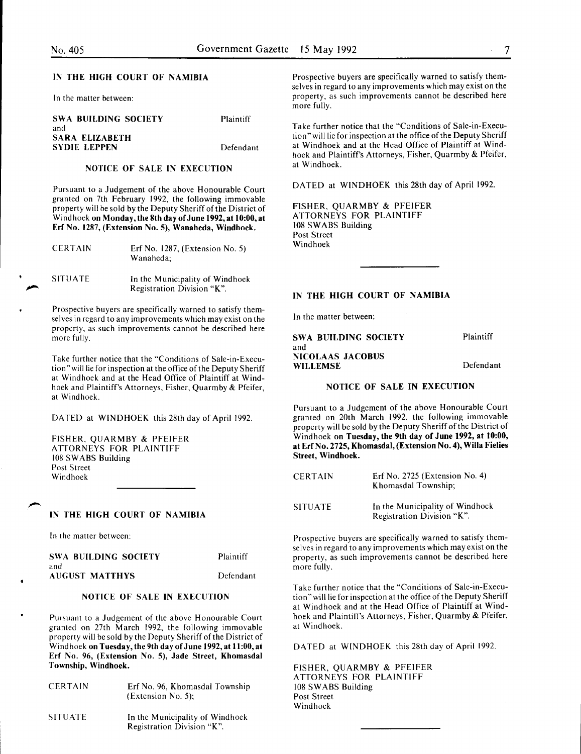## IN THE HIGH COURT OF NAMIBIA

In the matter between:

| | |
|---|---|
| **SWA BUILDING SOCIETY** | Plaintiff |
| and | |
| **SARA ELIZABETH SYDIE LEPPEN** | Defendant |

### NOTICE OF SALE IN EXECUTION

Pursuant to a Judgement of the above Honourable Court granted on 7th February 1992, the following immovable property will be sold by the Deputy Sheriff of the District of Windhoek **on Monday, the 8th day of June 1992, at 10:00, at Erf No. 1287, (Extension No. 5), Wanaheda, Windhoek.**

| | |
|---|---|
| CERTAIN | Erf No. 1287, (Extension No. 5) Wanaheda; |
| SITUATE | In the Municipality of Windhoek Registration Division "K". |

Prospective buyers are specifically warned to satisfy themselves in regard to any improvements which may exist on the property, as such improvements cannot be described here more fully.

Take further notice that the "Conditions of Sale-in-Execution" will lie for inspection at the office of the Deputy Sheriff at Windhoek and at the Head Office of Plaintiff at Windhoek and Plaintiff's Attorneys, Fisher, Quarmby & Pfeifer, at Windhoek.

DATED at WINDHOEK this 28th day of April 1992.

FISHER, QUARMBY & PFEIFER
ATTORNEYS FOR PLAINTIFF
108 SWABS Building
Post Street
Windhoek

---

## IN THE HIGH COURT OF NAMIBIA

In the matter between:

| | |
|---|---|
| **SWA BUILDING SOCIETY** | Plaintiff |
| and | |
| **AUGUST MATTHYS** | Defendant |

### NOTICE OF SALE IN EXECUTION

Pursuant to a Judgement of the above Honourable Court granted on 27th March 1992, the following immovable property will be sold by the Deputy Sheriff of the District of Windhoek **on Tuesday, the 9th day of June 1992, at 11:00, at Erf No. 96, (Extension No. 5), Jade Street, Khomasdal Township, Windhoek.**

| | |
|---|---|
| CERTAIN | Erf No. 96, Khomasdal Township (Extension No. 5); |
| SITUATE | In the Municipality of Windhoek Registration Division "K". |

Prospective buyers are specifically warned to satisfy themselves in regard to any improvements which may exist on the property, as such improvements cannot be described here more fully.

Take further notice that the "Conditions of Sale-in-Execution" will lie for inspection at the office of the Deputy Sheriff at Windhoek and at the Head Office of Plaintiff at Windhoek and Plaintiff's Attorneys, Fisher, Quarmby & Pfeifer, at Windhoek.

DATED at WINDHOEK this 28th day of April 1992.

FISHER, QUARMBY & PFEIFER
ATTORNEYS FOR PLAINTIFF
108 SWABS Building
Post Street
Windhoek

---

## IN THE HIGH COURT OF NAMIBIA

In the matter between:

| | |
|---|---|
| **SWA BUILDING SOCIETY** | Plaintiff |
| and | |
| **NICOLAAS JACOBUS WILLEMSE** | Defendant |

### NOTICE OF SALE IN EXECUTION

Pursuant to a Judgement of the above Honourable Court granted on 20th March 1992, the following immovable property will be sold by the Deputy Sheriff of the District of Windhoek **on Tuesday, the 9th day of June 1992, at 10:00, at Erf No. 2725, Khomasdal, (Extension No. 4), Willa Fielies Street, Windhoek.**

| | |
|---|---|
| CERTAIN | Erf No. 2725 (Extension No. 4) Khomasdal Township; |
| SITUATE | In the Municipality of Windhoek Registration Division "K". |

Prospective buyers are specifically warned to satisfy themselves in regard to any improvements which may exist on the property, as such improvements cannot be described here more fully.

Take further notice that the "Conditions of Sale-in-Execution" will lie for inspection at the office of the Deputy Sheriff at Windhoek and at the Head Office of Plaintiff at Windhoek and Plaintiff's Attorneys, Fisher, Quarmby & Pfeifer, at Windhoek.

DATED at WINDHOEK this 28th day of April 1992.

FISHER, QUARMBY & PFEIFER
ATTORNEYS FOR PLAINTIFF
108 SWABS Building
Post Street
Windhoek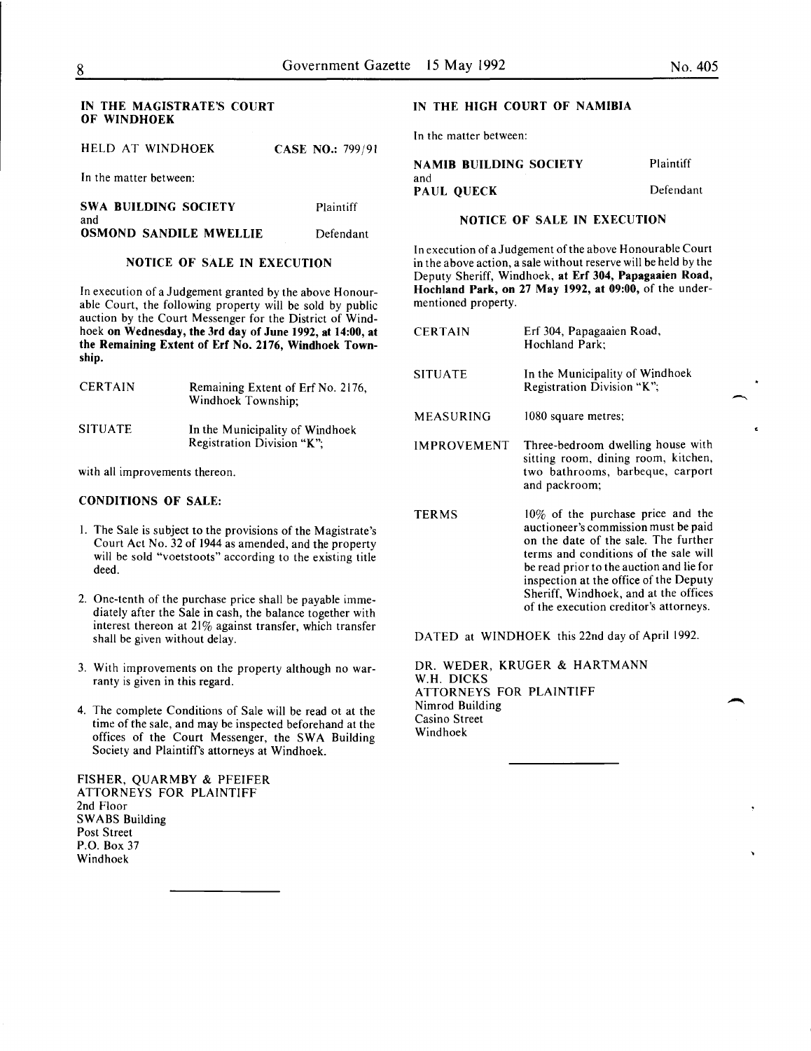## IN THE MAGISTRATE'S COURT OF WINDHOEK

HELD AT WINDHOEK CASE NO.: 799/91

In the matter between:

| | |
|---|---|
| **SWA BUILDING SOCIETY** | Plaintiff |
| and | |
| **OSMOND SANDILE MWELLIE** | Defendant |

### NOTICE OF SALE IN EXECUTION

In execution of a Judgement granted by the above Honourable Court, the following property will be sold by public auction by the Court Messenger for the District of Windhoek **on Wednesday, the 3rd day of June 1992, at 14:00, at the Remaining Extent of Erf No. 2176, Windhoek Township.**

| | |
|---|---|
| CERTAIN | Remaining Extent of Erf No. 2176, Windhoek Township; |
| SITUATE | In the Municipality of Windhoek Registration Division "K"; |

with all improvements thereon.

**CONDITIONS OF SALE:**

1. The Sale is subject to the provisions of the Magistrate's Court Act No. 32 of 1944 as amended, and the property will be sold "voetstoots" according to the existing title deed.
2. One-tenth of the purchase price shall be payable immediately after the Sale in cash, the balance together with interest thereon at 21% against transfer, which transfer shall be given without delay.
3. With improvements on the property although no warranty is given in this regard.
4. The complete Conditions of Sale will be read ot at the time of the sale, and may be inspected beforehand at the offices of the Court Messenger, the SWA Building Society and Plaintiff's attorneys at Windhoek.

FISHER, QUARMBY & PFEIFER
ATTORNEYS FOR PLAINTIFF
2nd Floor
SWABS Building
Post Street
P.O. Box 37
Windhoek

---

## IN THE HIGH COURT OF NAMIBIA

In the matter between:

| | |
|---|---|
| **NAMIB BUILDING SOCIETY** | Plaintiff |
| and | |
| **PAUL QUECK** | Defendant |

### NOTICE OF SALE IN EXECUTION

In execution of a Judgement of the above Honourable Court in the above action, a sale without reserve will be held by the Deputy Sheriff, Windhoek, **at Erf 304, Papagaaien Road, Hochland Park, on 27 May 1992, at 09:00,** of the undermentioned property.

| | |
|---|---|
| CERTAIN | Erf 304, Papagaaien Road, Hochland Park; |
| SITUATE | In the Municipality of Windhoek Registration Division "K"; |
| MEASURING | 1080 square metres; |
| IMPROVEMENT | Three-bedroom dwelling house with sitting room, dining room, kitchen, two bathrooms, barbeque, carport and packroom; |
| TERMS | 10% of the purchase price and the auctioneer's commission must be paid on the date of the sale. The further terms and conditions of the sale will be read prior to the auction and lie for inspection at the office of the Deputy Sheriff, Windhoek, and at the offices of the execution creditor's attorneys. |

DATED at WINDHOEK this 22nd day of April 1992.

DR. WEDER, KRUGER & HARTMANN
W.H. DICKS
ATTORNEYS FOR PLAINTIFF
Nimrod Building
Casino Street
Windhoek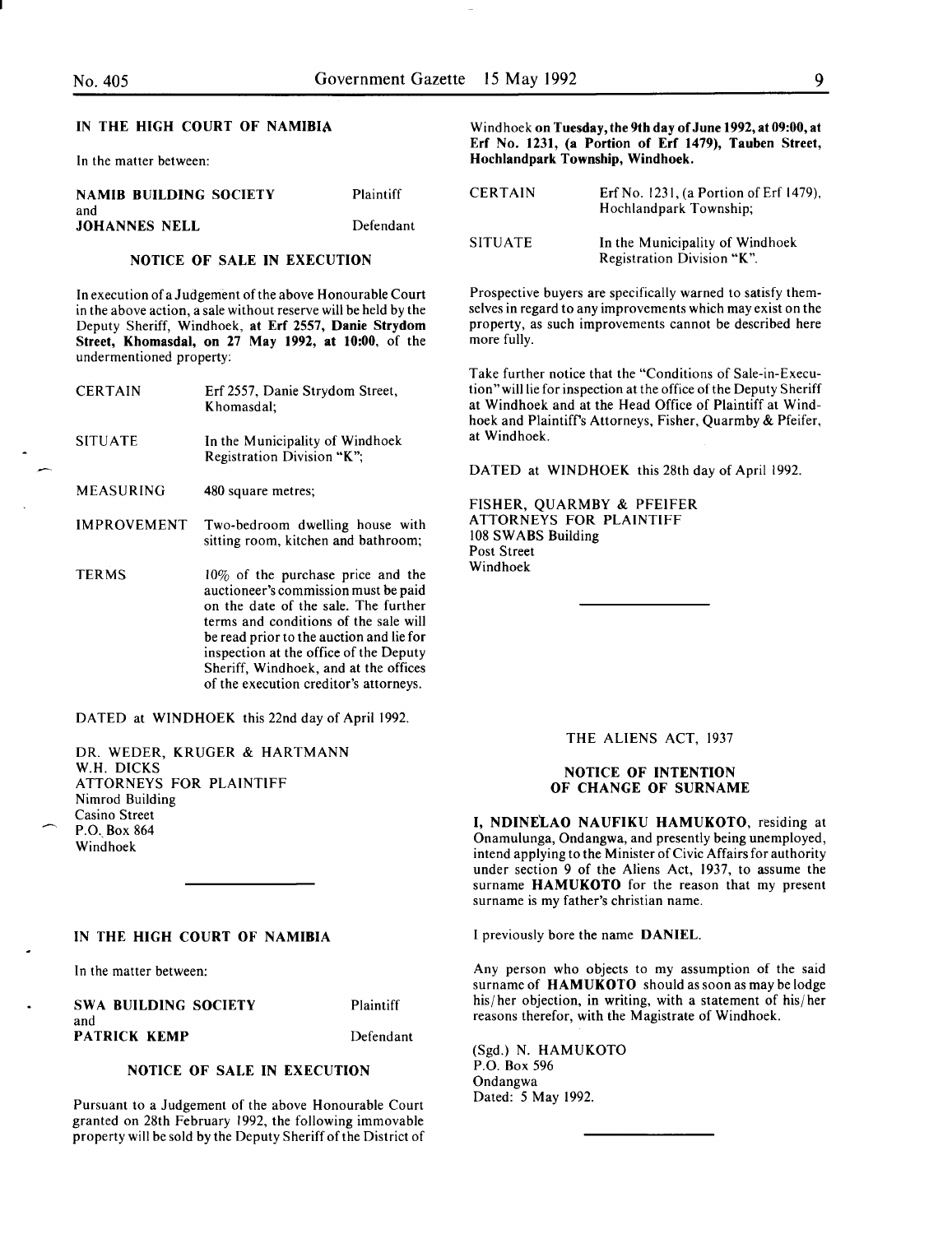## IN THE HIGH COURT OF NAMIBIA

In the matter between:

| | |
|---|---|
| **NAMIB BUILDING SOCIETY** | Plaintiff |
| and | |
| **JOHANNES NELL** | Defendant |

### NOTICE OF SALE IN EXECUTION

In execution of a Judgement of the above Honourable Court in the above action, a sale without reserve will be held by the Deputy Sheriff, Windhoek, **at Erf 2557, Danie Strydom Street, Khomasdal, on 27 May 1992, at 10:00**, of the undermentioned property:

| | |
|---|---|
| CERTAIN | Erf 2557, Danie Strydom Street, Khomasdal; |
| SITUATE | In the Municipality of Windhoek Registration Division "K"; |
| MEASURING | 480 square metres; |
| IMPROVEMENT | Two-bedroom dwelling house with sitting room, kitchen and bathroom; |
| TERMS | 10% of the purchase price and the auctioneer's commission must be paid on the date of the sale. The further terms and conditions of the sale will be read prior to the auction and lie for inspection at the office of the Deputy Sheriff, Windhoek, and at the offices of the execution creditor's attorneys. |

DATED at WINDHOEK this 22nd day of April 1992.

DR. WEDER, KRUGER & HARTMANN
W.H. DICKS
ATTORNEYS FOR PLAINTIFF
Nimrod Building
Casino Street
P.O. Box 864
Windhoek

---

## IN THE HIGH COURT OF NAMIBIA

In the matter between:

| | |
|---|---|
| **SWA BUILDING SOCIETY** | Plaintiff |
| and | |
| **PATRICK KEMP** | Defendant |

### NOTICE OF SALE IN EXECUTION

Pursuant to a Judgement of the above Honourable Court granted on 28th February 1992, the following immovable property will be sold by the Deputy Sheriff of the District of Windhoek **on Tuesday, the 9th day of June 1992, at 09:00, at Erf No. 1231, (a Portion of Erf 1479), Tauben Street, Hochlandpark Township, Windhoek.**

| | |
|---|---|
| CERTAIN | Erf No. 1231, (a Portion of Erf 1479), Hochlandpark Township; |
| SITUATE | In the Municipality of Windhoek Registration Division "K". |

Prospective buyers are specifically warned to satisfy themselves in regard to any improvements which may exist on the property, as such improvements cannot be described here more fully.

Take further notice that the "Conditions of Sale-in-Execution" will lie for inspection at the office of the Deputy Sheriff at Windhoek and at the Head Office of Plaintiff at Windhoek and Plaintiff's Attorneys, Fisher, Quarmby & Pfeifer, at Windhoek.

DATED at WINDHOEK this 28th day of April 1992.

FISHER, QUARMBY & PFEIFER
ATTORNEYS FOR PLAINTIFF
108 SWABS Building
Post Street
Windhoek

---

## THE ALIENS ACT, 1937

### NOTICE OF INTENTION OF CHANGE OF SURNAME

**I, NDINELAO NAUFIKU HAMUKOTO**, residing at Onamulunga, Ondangwa, and presently being unemployed, intend applying to the Minister of Civic Affairs for authority under section 9 of the Aliens Act, 1937, to assume the surname **HAMUKOTO** for the reason that my present surname is my father's christian name.

I previously bore the name **DANIEL**.

Any person who objects to my assumption of the said surname of **HAMUKOTO** should as soon as may be lodge his/her objection, in writing, with a statement of his/her reasons therefor, with the Magistrate of Windhoek.

(Sgd.) N. HAMUKOTO
P.O. Box 596
Ondangwa
Dated: 5 May 1992.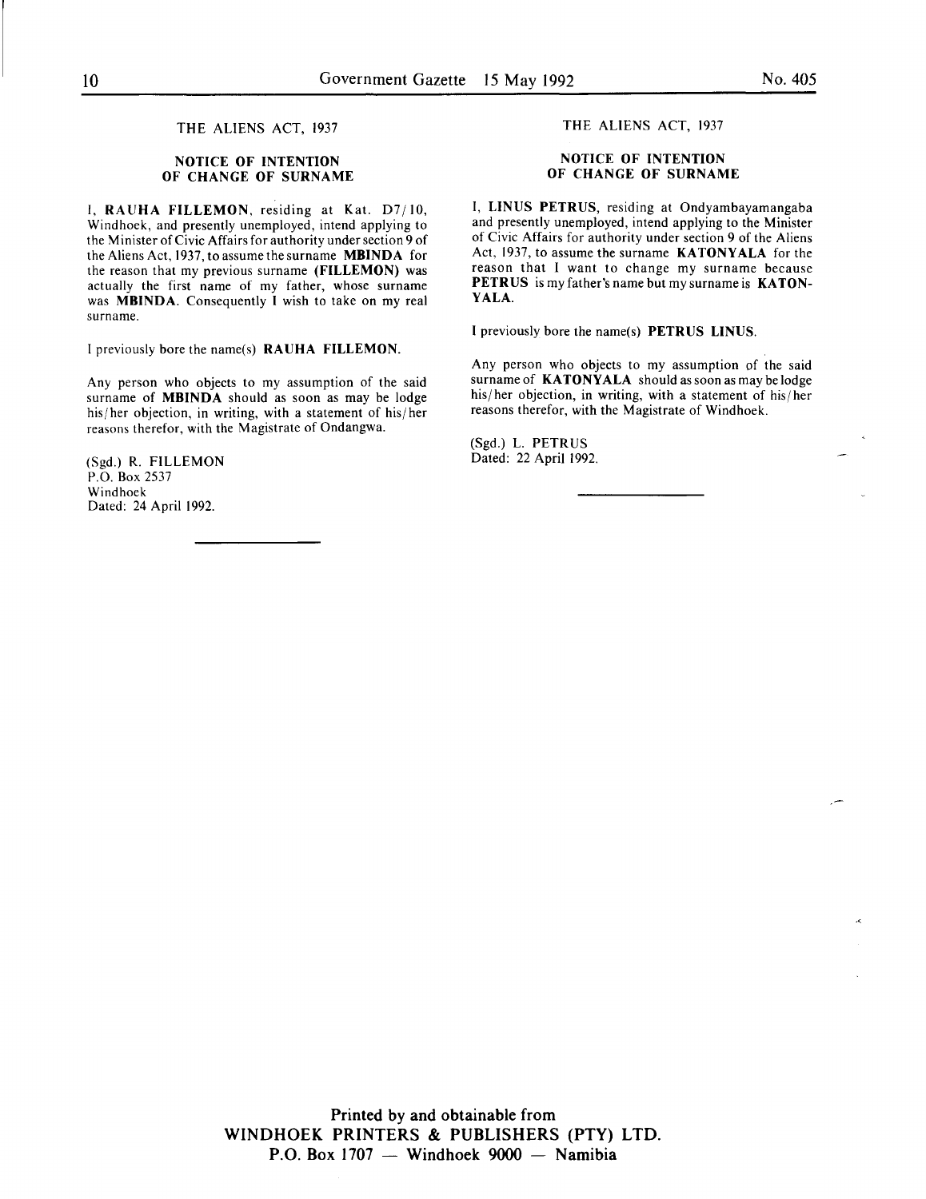THE ALIENS ACT, 1937

**NOTICE OF INTENTION OF CHANGE OF SURNAME**

I, **RAUHA FILLEMON**, residing at Kat. D7/10, Windhoek, and presently unemployed, intend applying to the Minister of Civic Affairs for authority under section 9 of the Aliens Act, 1937, to assume the surname **MBINDA** for the reason that my previous surname **(FILLEMON)** was actually the first name of my father, whose surname was **MBINDA**. Consequently I wish to take on my real surname.

I previously bore the name(s) **RAUHA FILLEMON**.

Any person who objects to my assumption of the said surname of **MBINDA** should as soon as may be lodge his/her objection, in writing, with a statement of his/her reasons therefor, with the Magistrate of Ondangwa.

(Sgd.) R. FILLEMON
P.O. Box 2537
Windhoek
Dated: 24 April 1992.

---

THE ALIENS ACT, 1937

**NOTICE OF INTENTION OF CHANGE OF SURNAME**

I, **LINUS PETRUS**, residing at Ondyambayamangaba and presently unemployed, intend applying to the Minister of Civic Affairs for authority under section 9 of the Aliens Act, 1937, to assume the surname **KATONYALA** for the reason that I want to change my surname because **PETRUS** is my father's name but my surname is **KATONYALA**.

I previously bore the name(s) **PETRUS LINUS**.

Any person who objects to my assumption of the said surname of **KATONYALA** should as soon as may be lodge his/her objection, in writing, with a statement of his/her reasons therefor, with the Magistrate of Windhoek.

(Sgd.) L. PETRUS
Dated: 22 April 1992.

---

**Printed by and obtainable from WINDHOEK PRINTERS & PUBLISHERS (PTY) LTD. P.O. Box 1707 — Windhoek 9000 — Namibia**